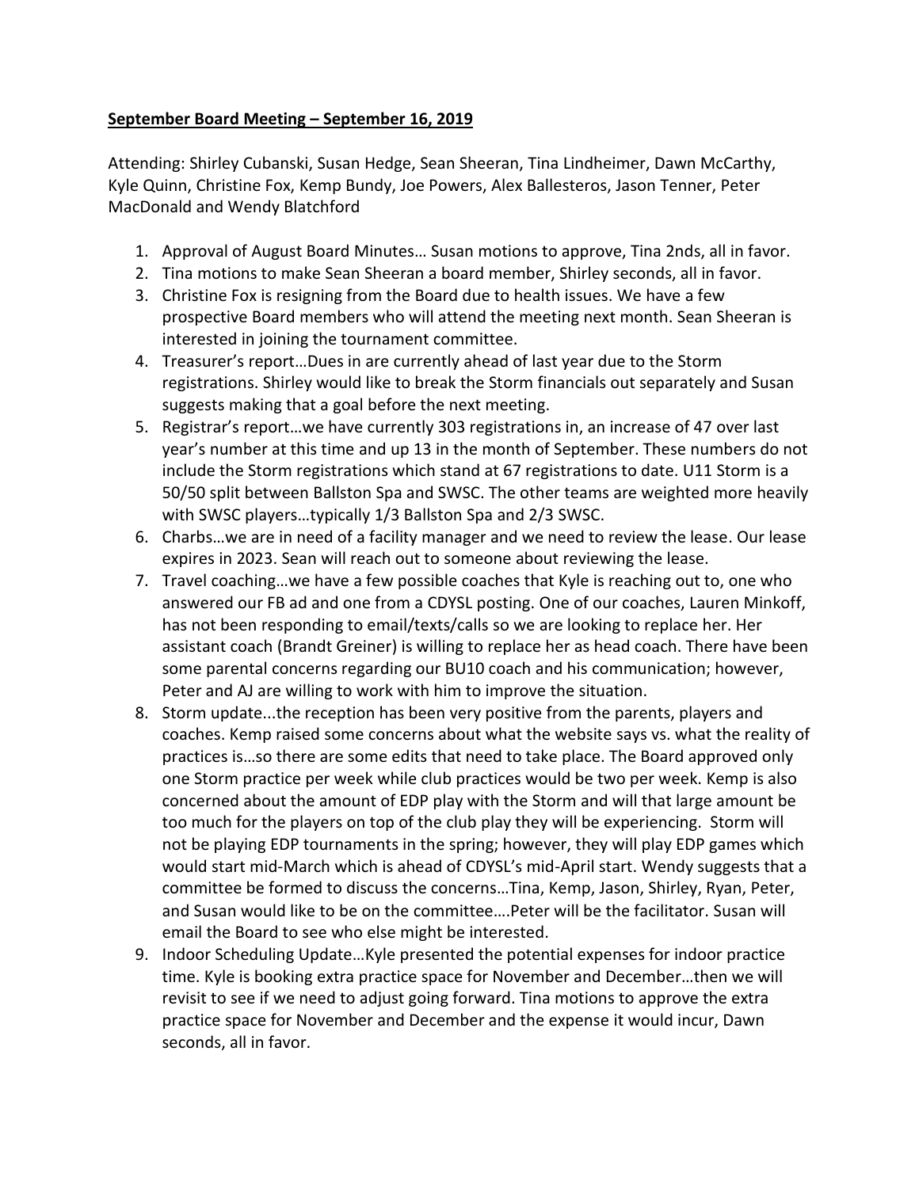**September Board Meeting – September 16, 2019**

Attending: Shirley Cubanski, Susan Hedge, Sean Sheeran, Tina Lindheimer, Dawn McCarthy, Kyle Quinn, Christine Fox, Kemp Bundy, Joe Powers, Alex Ballesteros, Jason Tenner, Peter MacDonald and Wendy Blatchford

1. Approval of August Board Minutes… Susan motions to approve, Tina 2nds, all in favor.
2. Tina motions to make Sean Sheeran a board member, Shirley seconds, all in favor.
3. Christine Fox is resigning from the Board due to health issues. We have a few prospective Board members who will attend the meeting next month. Sean Sheeran is interested in joining the tournament committee.
4. Treasurer's report…Dues in are currently ahead of last year due to the Storm registrations. Shirley would like to break the Storm financials out separately and Susan suggests making that a goal before the next meeting.
5. Registrar's report…we have currently 303 registrations in, an increase of 47 over last year's number at this time and up 13 in the month of September. These numbers do not include the Storm registrations which stand at 67 registrations to date. U11 Storm is a 50/50 split between Ballston Spa and SWSC. The other teams are weighted more heavily with SWSC players…typically 1/3 Ballston Spa and 2/3 SWSC.
6. Charbs…we are in need of a facility manager and we need to review the lease. Our lease expires in 2023. Sean will reach out to someone about reviewing the lease.
7. Travel coaching…we have a few possible coaches that Kyle is reaching out to, one who answered our FB ad and one from a CDYSL posting. One of our coaches, Lauren Minkoff, has not been responding to email/texts/calls so we are looking to replace her. Her assistant coach (Brandt Greiner) is willing to replace her as head coach. There have been some parental concerns regarding our BU10 coach and his communication; however, Peter and AJ are willing to work with him to improve the situation.
8. Storm update...the reception has been very positive from the parents, players and coaches. Kemp raised some concerns about what the website says vs. what the reality of practices is…so there are some edits that need to take place. The Board approved only one Storm practice per week while club practices would be two per week. Kemp is also concerned about the amount of EDP play with the Storm and will that large amount be too much for the players on top of the club play they will be experiencing. Storm will not be playing EDP tournaments in the spring; however, they will play EDP games which would start mid-March which is ahead of CDYSL's mid-April start. Wendy suggests that a committee be formed to discuss the concerns…Tina, Kemp, Jason, Shirley, Ryan, Peter, and Susan would like to be on the committee….Peter will be the facilitator. Susan will email the Board to see who else might be interested.
9. Indoor Scheduling Update…Kyle presented the potential expenses for indoor practice time. Kyle is booking extra practice space for November and December…then we will revisit to see if we need to adjust going forward. Tina motions to approve the extra practice space for November and December and the expense it would incur, Dawn seconds, all in favor.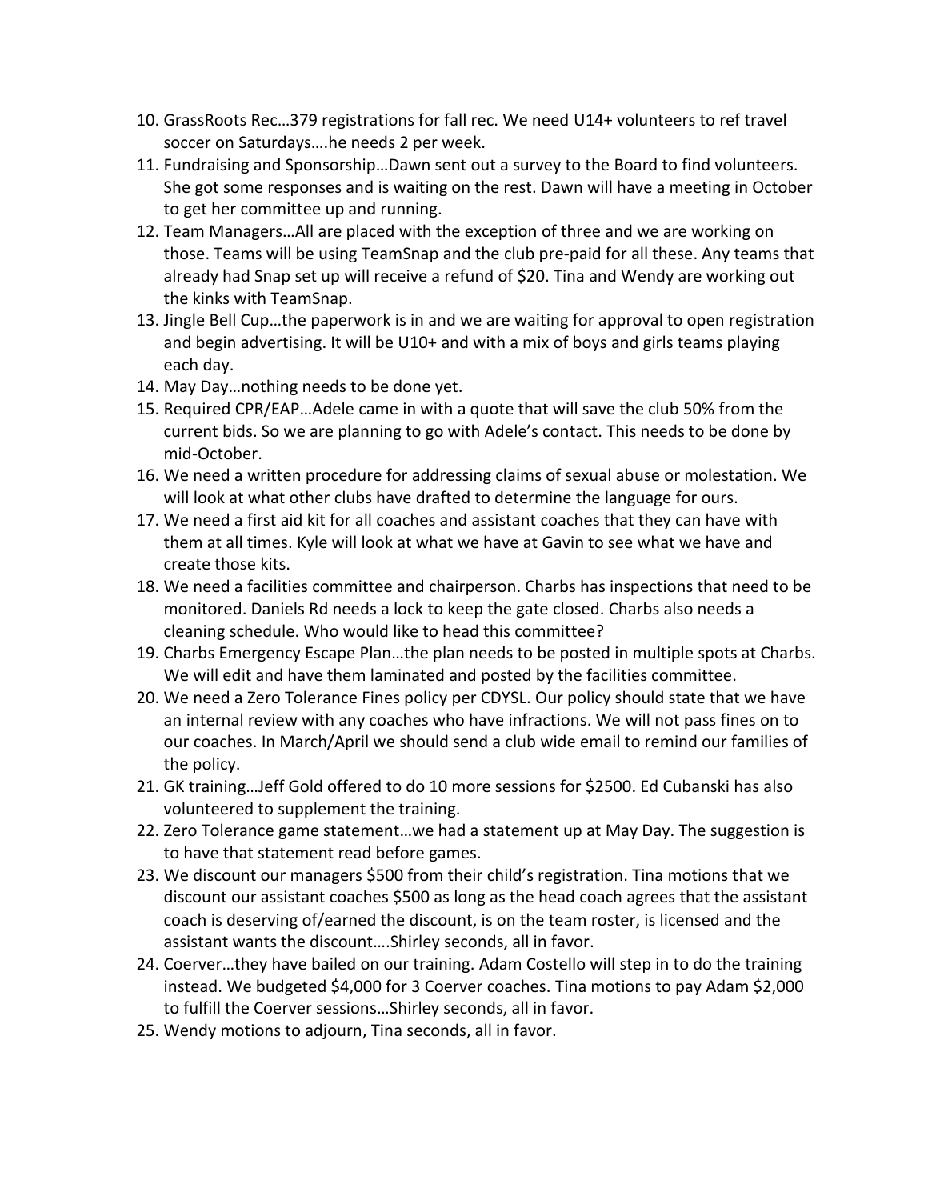10. GrassRoots Rec…379 registrations for fall rec. We need U14+ volunteers to ref travel soccer on Saturdays….he needs 2 per week.
11. Fundraising and Sponsorship…Dawn sent out a survey to the Board to find volunteers. She got some responses and is waiting on the rest. Dawn will have a meeting in October to get her committee up and running.
12. Team Managers…All are placed with the exception of three and we are working on those. Teams will be using TeamSnap and the club pre-paid for all these. Any teams that already had Snap set up will receive a refund of $20. Tina and Wendy are working out the kinks with TeamSnap.
13. Jingle Bell Cup…the paperwork is in and we are waiting for approval to open registration and begin advertising. It will be U10+ and with a mix of boys and girls teams playing each day.
14. May Day…nothing needs to be done yet.
15. Required CPR/EAP…Adele came in with a quote that will save the club 50% from the current bids. So we are planning to go with Adele's contact. This needs to be done by mid-October.
16. We need a written procedure for addressing claims of sexual abuse or molestation. We will look at what other clubs have drafted to determine the language for ours.
17. We need a first aid kit for all coaches and assistant coaches that they can have with them at all times. Kyle will look at what we have at Gavin to see what we have and create those kits.
18. We need a facilities committee and chairperson. Charbs has inspections that need to be monitored. Daniels Rd needs a lock to keep the gate closed. Charbs also needs a cleaning schedule. Who would like to head this committee?
19. Charbs Emergency Escape Plan…the plan needs to be posted in multiple spots at Charbs. We will edit and have them laminated and posted by the facilities committee.
20. We need a Zero Tolerance Fines policy per CDYSL. Our policy should state that we have an internal review with any coaches who have infractions. We will not pass fines on to our coaches. In March/April we should send a club wide email to remind our families of the policy.
21. GK training…Jeff Gold offered to do 10 more sessions for $2500. Ed Cubanski has also volunteered to supplement the training.
22. Zero Tolerance game statement…we had a statement up at May Day. The suggestion is to have that statement read before games.
23. We discount our managers $500 from their child's registration. Tina motions that we discount our assistant coaches $500 as long as the head coach agrees that the assistant coach is deserving of/earned the discount, is on the team roster, is licensed and the assistant wants the discount….Shirley seconds, all in favor.
24. Coerver…they have bailed on our training. Adam Costello will step in to do the training instead. We budgeted $4,000 for 3 Coerver coaches. Tina motions to pay Adam $2,000 to fulfill the Coerver sessions…Shirley seconds, all in favor.
25. Wendy motions to adjourn, Tina seconds, all in favor.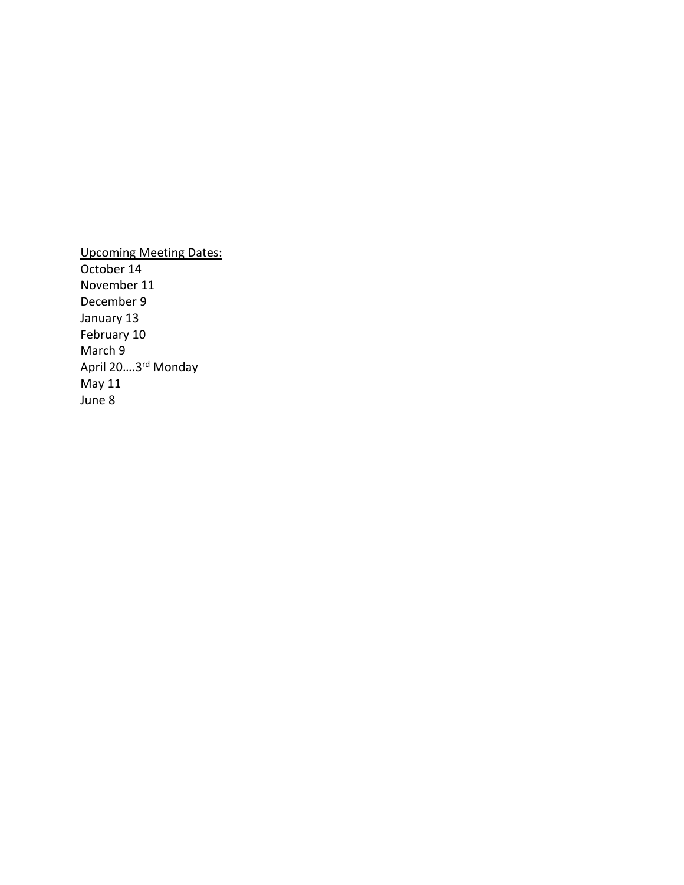Upcoming Meeting Dates:

October 14  
November 11  
December 9  
January 13  
February 10  
March 9  
April 20….3rd Monday  
May 11  
June 8